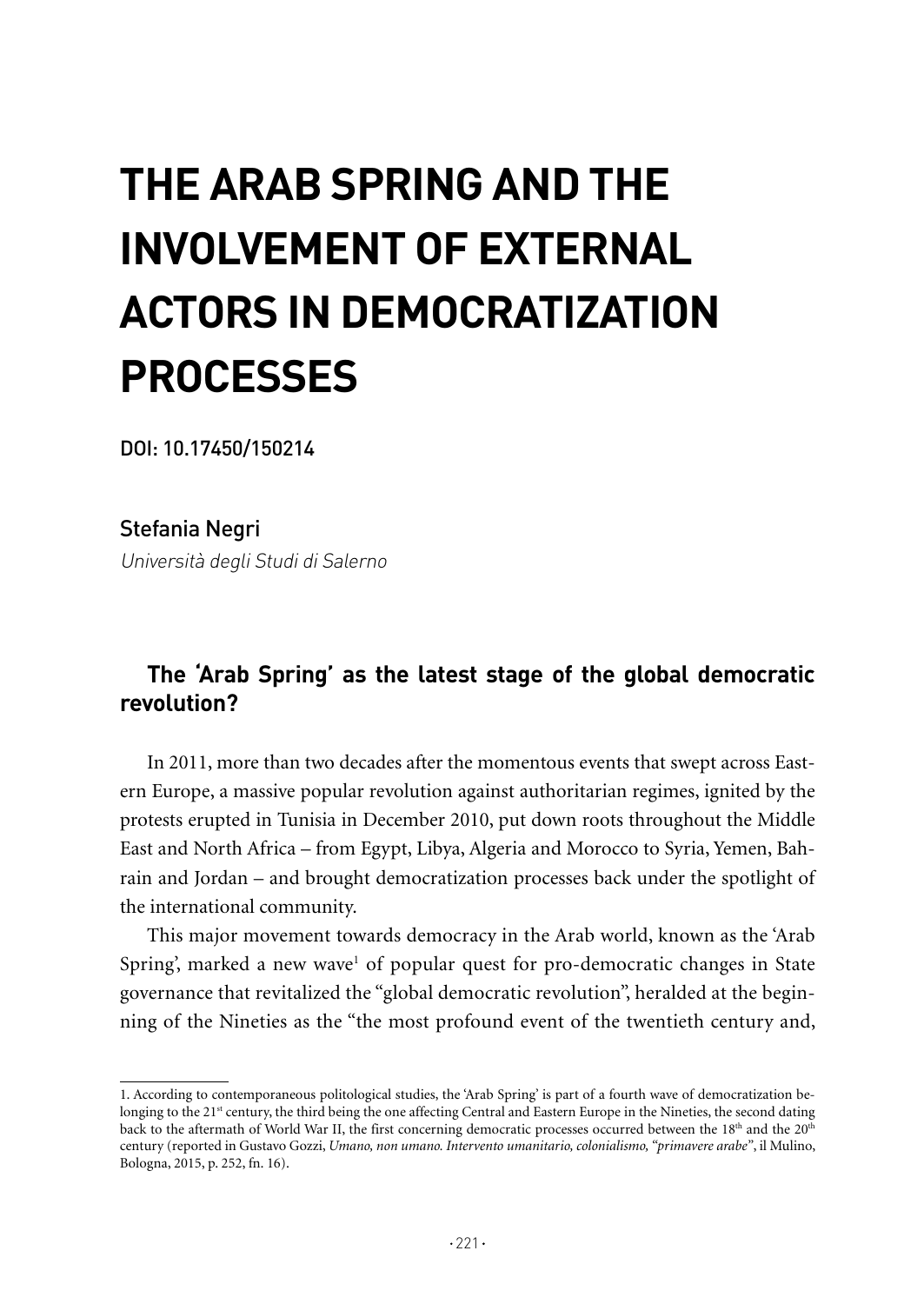# THE ARAB SPRING AND THE INVOLVEMENT OF EXTERNAL ACTORS IN DEMOCRATIZATION PROCESSES

DOI: 10.17450/150214

Stefania Negri

*Università degli Studi di Salerno*

## The 'Arab Spring' as the latest stage of the global democratic revolution?

In 2011, more than two decades after the momentous events that swept across Eastern Europe, a massive popular revolution against authoritarian regimes, ignited by the protests erupted in Tunisia in December 2010, put down roots throughout the Middle East and North Africa – from Egypt, Libya, Algeria and Morocco to Syria, Yemen, Bahrain and Jordan – and brought democratization processes back under the spotlight of the international community.

This major movement towards democracy in the Arab world, known as the 'Arab Spring', marked a new wave[1] of popular quest for pro-democratic changes in State governance that revitalized the "global democratic revolution", heralded at the beginning of the Nineties as the "the most profound event of the twentieth century and,

---

1. According to contemporaneous politological studies, the 'Arab Spring' is part of a fourth wave of democratization belonging to the 21st century, the third being the one affecting Central and Eastern Europe in the Nineties, the second dating back to the aftermath of World War II, the first concerning democratic processes occurred between the 18th and the 20th century (reported in Gustavo Gozzi, *Umano, non umano. Intervento umanitario, colonialismo, "primavere arabe"*, il Mulino, Bologna, 2015, p. 252, fn. 16).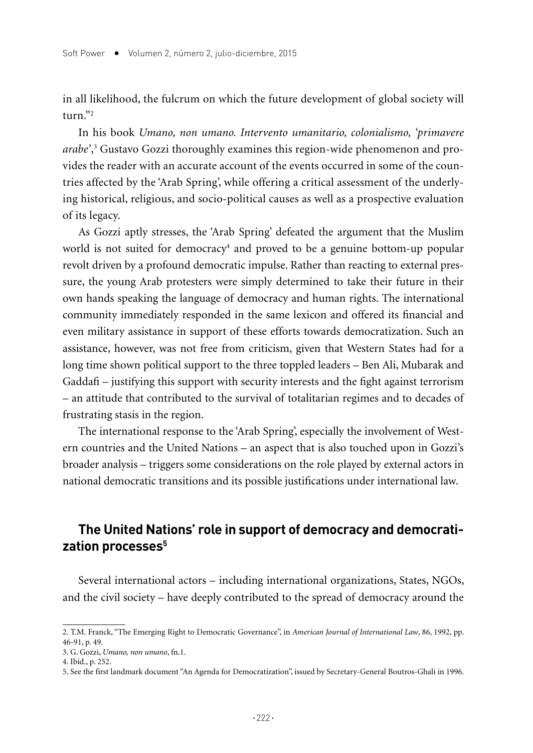in all likelihood, the fulcrum on which the future development of global society will turn."[2]

In his book *Umano, non umano. Intervento umanitario, colonialismo, 'primavere arabe'*,[3] Gustavo Gozzi thoroughly examines this region-wide phenomenon and provides the reader with an accurate account of the events occurred in some of the countries affected by the 'Arab Spring', while offering a critical assessment of the underlying historical, religious, and socio-political causes as well as a prospective evaluation of its legacy.

As Gozzi aptly stresses, the 'Arab Spring' defeated the argument that the Muslim world is not suited for democracy[4] and proved to be a genuine bottom-up popular revolt driven by a profound democratic impulse. Rather than reacting to external pressure, the young Arab protesters were simply determined to take their future in their own hands speaking the language of democracy and human rights. The international community immediately responded in the same lexicon and offered its financial and even military assistance in support of these efforts towards democratization. Such an assistance, however, was not free from criticism, given that Western States had for a long time shown political support to the three toppled leaders – Ben Ali, Mubarak and Gaddafi – justifying this support with security interests and the fight against terrorism – an attitude that contributed to the survival of totalitarian regimes and to decades of frustrating stasis in the region.

The international response to the 'Arab Spring', especially the involvement of Western countries and the United Nations – an aspect that is also touched upon in Gozzi's broader analysis – triggers some considerations on the role played by external actors in national democratic transitions and its possible justifications under international law.

## The United Nations' role in support of democracy and democratization processes[5]

Several international actors – including international organizations, States, NGOs, and the civil society – have deeply contributed to the spread of democracy around the

---

2. T.M. Franck, "The Emerging Right to Democratic Governance", in *American Journal of International Law*, 86, 1992, pp. 46-91, p. 49.

3. G. Gozzi, *Umano, non umano*, fn.1.

4. Ibid., p. 252.

5. See the first landmark document "An Agenda for Democratization", issued by Secretary-General Boutros-Ghali in 1996.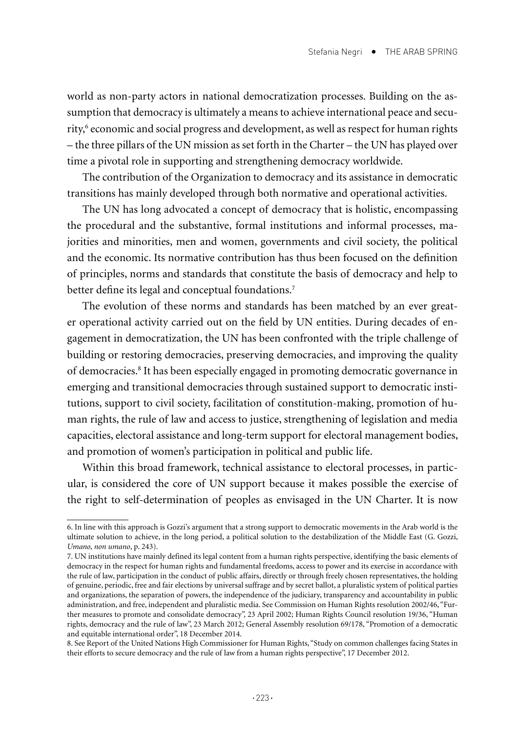world as non-party actors in national democratization processes. Building on the assumption that democracy is ultimately a means to achieve international peace and security,[6] economic and social progress and development, as well as respect for human rights – the three pillars of the UN mission as set forth in the Charter – the UN has played over time a pivotal role in supporting and strengthening democracy worldwide.

The contribution of the Organization to democracy and its assistance in democratic transitions has mainly developed through both normative and operational activities.

The UN has long advocated a concept of democracy that is holistic, encompassing the procedural and the substantive, formal institutions and informal processes, majorities and minorities, men and women, governments and civil society, the political and the economic. Its normative contribution has thus been focused on the definition of principles, norms and standards that constitute the basis of democracy and help to better define its legal and conceptual foundations.[7]

The evolution of these norms and standards has been matched by an ever greater operational activity carried out on the field by UN entities. During decades of engagement in democratization, the UN has been confronted with the triple challenge of building or restoring democracies, preserving democracies, and improving the quality of democracies.[8] It has been especially engaged in promoting democratic governance in emerging and transitional democracies through sustained support to democratic institutions, support to civil society, facilitation of constitution-making, promotion of human rights, the rule of law and access to justice, strengthening of legislation and media capacities, electoral assistance and long-term support for electoral management bodies, and promotion of women's participation in political and public life.

Within this broad framework, technical assistance to electoral processes, in particular, is considered the core of UN support because it makes possible the exercise of the right to self-determination of peoples as envisaged in the UN Charter. It is now

6. In line with this approach is Gozzi's argument that a strong support to democratic movements in the Arab world is the ultimate solution to achieve, in the long period, a political solution to the destabilization of the Middle East (G. Gozzi, *Umano, non umano*, p. 243).

7. UN institutions have mainly defined its legal content from a human rights perspective, identifying the basic elements of democracy in the respect for human rights and fundamental freedoms, access to power and its exercise in accordance with the rule of law, participation in the conduct of public affairs, directly or through freely chosen representatives, the holding of genuine, periodic, free and fair elections by universal suffrage and by secret ballot, a pluralistic system of political parties and organizations, the separation of powers, the independence of the judiciary, transparency and accountability in public administration, and free, independent and pluralistic media. See Commission on Human Rights resolution 2002/46, "Further measures to promote and consolidate democracy", 23 April 2002; Human Rights Council resolution 19/36, "Human rights, democracy and the rule of law", 23 March 2012; General Assembly resolution 69/178, "Promotion of a democratic and equitable international order", 18 December 2014.

8. See Report of the United Nations High Commissioner for Human Rights, "Study on common challenges facing States in their efforts to secure democracy and the rule of law from a human rights perspective", 17 December 2012.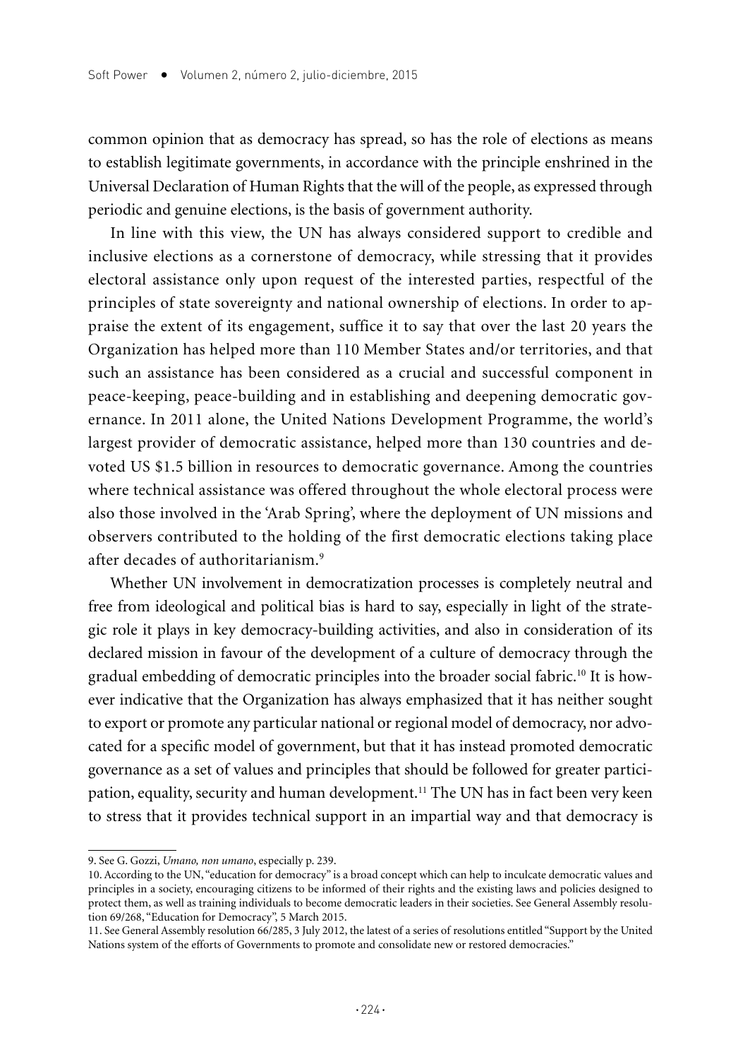common opinion that as democracy has spread, so has the role of elections as means to establish legitimate governments, in accordance with the principle enshrined in the Universal Declaration of Human Rights that the will of the people, as expressed through periodic and genuine elections, is the basis of government authority.

In line with this view, the UN has always considered support to credible and inclusive elections as a cornerstone of democracy, while stressing that it provides electoral assistance only upon request of the interested parties, respectful of the principles of state sovereignty and national ownership of elections. In order to appraise the extent of its engagement, suffice it to say that over the last 20 years the Organization has helped more than 110 Member States and/or territories, and that such an assistance has been considered as a crucial and successful component in peace-keeping, peace-building and in establishing and deepening democratic governance. In 2011 alone, the United Nations Development Programme, the world's largest provider of democratic assistance, helped more than 130 countries and devoted US $1.5 billion in resources to democratic governance. Among the countries where technical assistance was offered throughout the whole electoral process were also those involved in the 'Arab Spring', where the deployment of UN missions and observers contributed to the holding of the first democratic elections taking place after decades of authoritarianism.[9]

Whether UN involvement in democratization processes is completely neutral and free from ideological and political bias is hard to say, especially in light of the strategic role it plays in key democracy-building activities, and also in consideration of its declared mission in favour of the development of a culture of democracy through the gradual embedding of democratic principles into the broader social fabric.[10] It is however indicative that the Organization has always emphasized that it has neither sought to export or promote any particular national or regional model of democracy, nor advocated for a specific model of government, but that it has instead promoted democratic governance as a set of values and principles that should be followed for greater participation, equality, security and human development.[11] The UN has in fact been very keen to stress that it provides technical support in an impartial way and that democracy is

---

9. See G. Gozzi, *Umano, non umano*, especially p. 239.

10. According to the UN, "education for democracy" is a broad concept which can help to inculcate democratic values and principles in a society, encouraging citizens to be informed of their rights and the existing laws and policies designed to protect them, as well as training individuals to become democratic leaders in their societies. See General Assembly resolution 69/268, "Education for Democracy", 5 March 2015.

11. See General Assembly resolution 66/285, 3 July 2012, the latest of a series of resolutions entitled "Support by the United Nations system of the efforts of Governments to promote and consolidate new or restored democracies."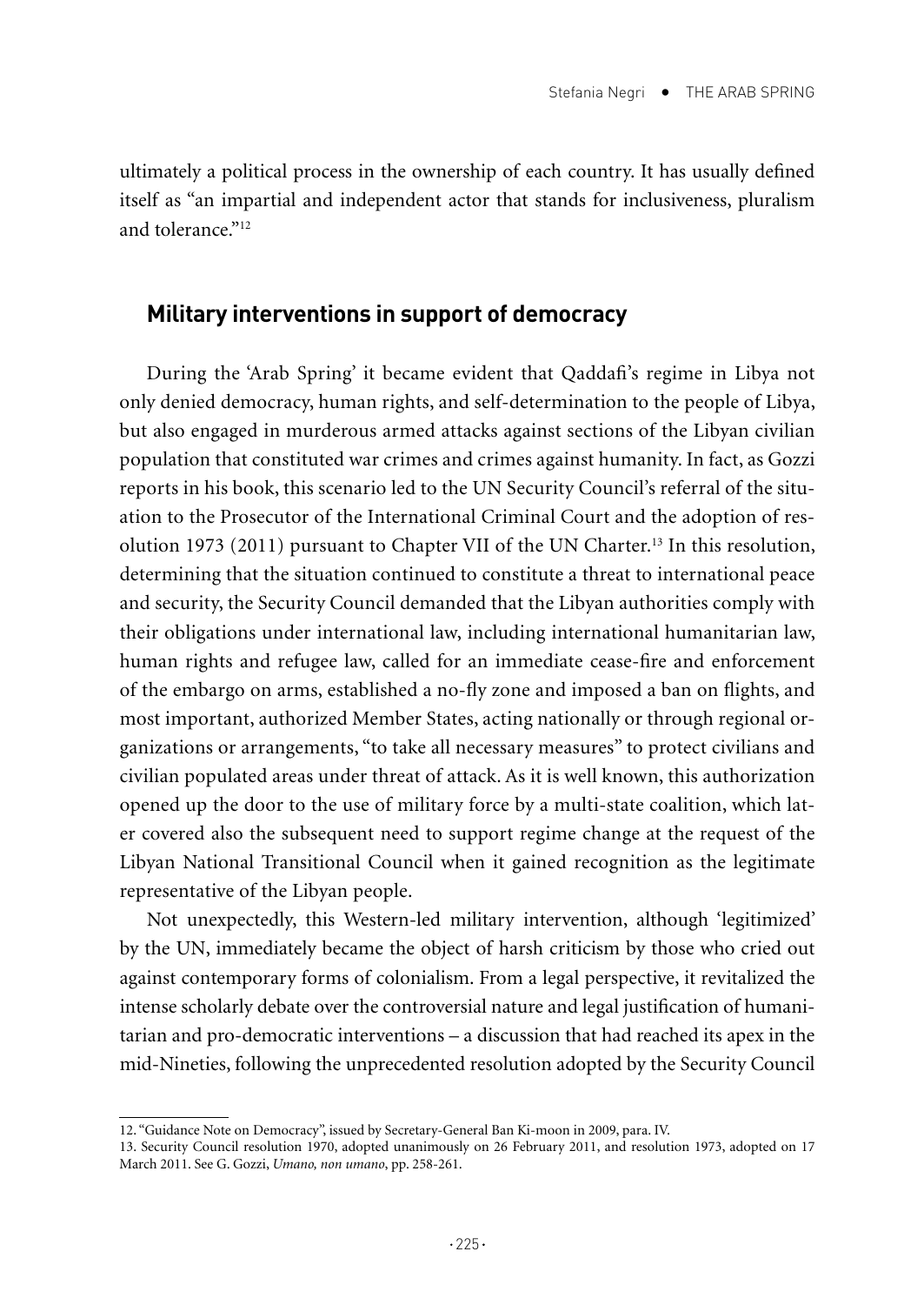ultimately a political process in the ownership of each country. It has usually defined itself as "an impartial and independent actor that stands for inclusiveness, pluralism and tolerance."[12]

## Military interventions in support of democracy

During the 'Arab Spring' it became evident that Qaddafi's regime in Libya not only denied democracy, human rights, and self-determination to the people of Libya, but also engaged in murderous armed attacks against sections of the Libyan civilian population that constituted war crimes and crimes against humanity. In fact, as Gozzi reports in his book, this scenario led to the UN Security Council's referral of the situation to the Prosecutor of the International Criminal Court and the adoption of resolution 1973 (2011) pursuant to Chapter VII of the UN Charter.[13] In this resolution, determining that the situation continued to constitute a threat to international peace and security, the Security Council demanded that the Libyan authorities comply with their obligations under international law, including international humanitarian law, human rights and refugee law, called for an immediate cease-fire and enforcement of the embargo on arms, established a no-fly zone and imposed a ban on flights, and most important, authorized Member States, acting nationally or through regional organizations or arrangements, "to take all necessary measures" to protect civilians and civilian populated areas under threat of attack. As it is well known, this authorization opened up the door to the use of military force by a multi-state coalition, which later covered also the subsequent need to support regime change at the request of the Libyan National Transitional Council when it gained recognition as the legitimate representative of the Libyan people.

Not unexpectedly, this Western-led military intervention, although 'legitimized' by the UN, immediately became the object of harsh criticism by those who cried out against contemporary forms of colonialism. From a legal perspective, it revitalized the intense scholarly debate over the controversial nature and legal justification of humanitarian and pro-democratic interventions – a discussion that had reached its apex in the mid-Nineties, following the unprecedented resolution adopted by the Security Council

12. "Guidance Note on Democracy", issued by Secretary-General Ban Ki-moon in 2009, para. IV.

13. Security Council resolution 1970, adopted unanimously on 26 February 2011, and resolution 1973, adopted on 17 March 2011. See G. Gozzi, *Umano, non umano*, pp. 258-261.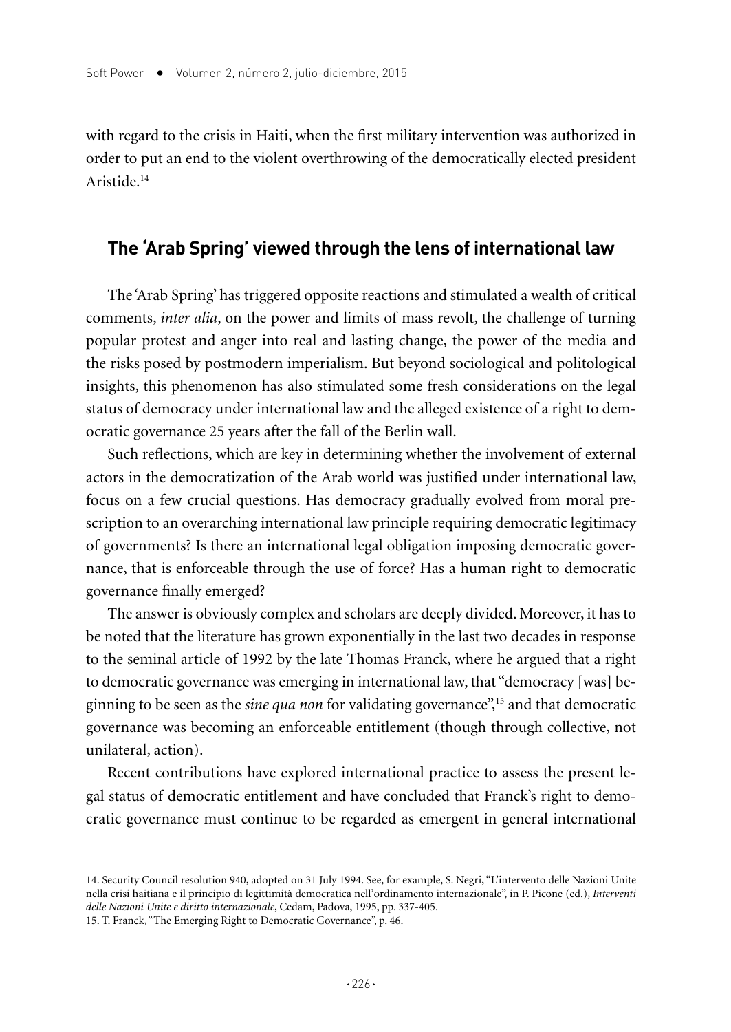with regard to the crisis in Haiti, when the first military intervention was authorized in order to put an end to the violent overthrowing of the democratically elected president Aristide.[14]

## The 'Arab Spring' viewed through the lens of international law

The 'Arab Spring' has triggered opposite reactions and stimulated a wealth of critical comments, *inter alia*, on the power and limits of mass revolt, the challenge of turning popular protest and anger into real and lasting change, the power of the media and the risks posed by postmodern imperialism. But beyond sociological and politological insights, this phenomenon has also stimulated some fresh considerations on the legal status of democracy under international law and the alleged existence of a right to democratic governance 25 years after the fall of the Berlin wall.

Such reflections, which are key in determining whether the involvement of external actors in the democratization of the Arab world was justified under international law, focus on a few crucial questions. Has democracy gradually evolved from moral prescription to an overarching international law principle requiring democratic legitimacy of governments? Is there an international legal obligation imposing democratic governance, that is enforceable through the use of force? Has a human right to democratic governance finally emerged?

The answer is obviously complex and scholars are deeply divided. Moreover, it has to be noted that the literature has grown exponentially in the last two decades in response to the seminal article of 1992 by the late Thomas Franck, where he argued that a right to democratic governance was emerging in international law, that "democracy [was] beginning to be seen as the *sine qua non* for validating governance",[15] and that democratic governance was becoming an enforceable entitlement (though through collective, not unilateral, action).

Recent contributions have explored international practice to assess the present legal status of democratic entitlement and have concluded that Franck's right to democratic governance must continue to be regarded as emergent in general international

---

14. Security Council resolution 940, adopted on 31 July 1994. See, for example, S. Negri, "L'intervento delle Nazioni Unite nella crisi haitiana e il principio di legittimità democratica nell'ordinamento internazionale", in P. Picone (ed.), *Interventi delle Nazioni Unite e diritto internazionale*, Cedam, Padova, 1995, pp. 337-405.

15. T. Franck, "The Emerging Right to Democratic Governance", p. 46.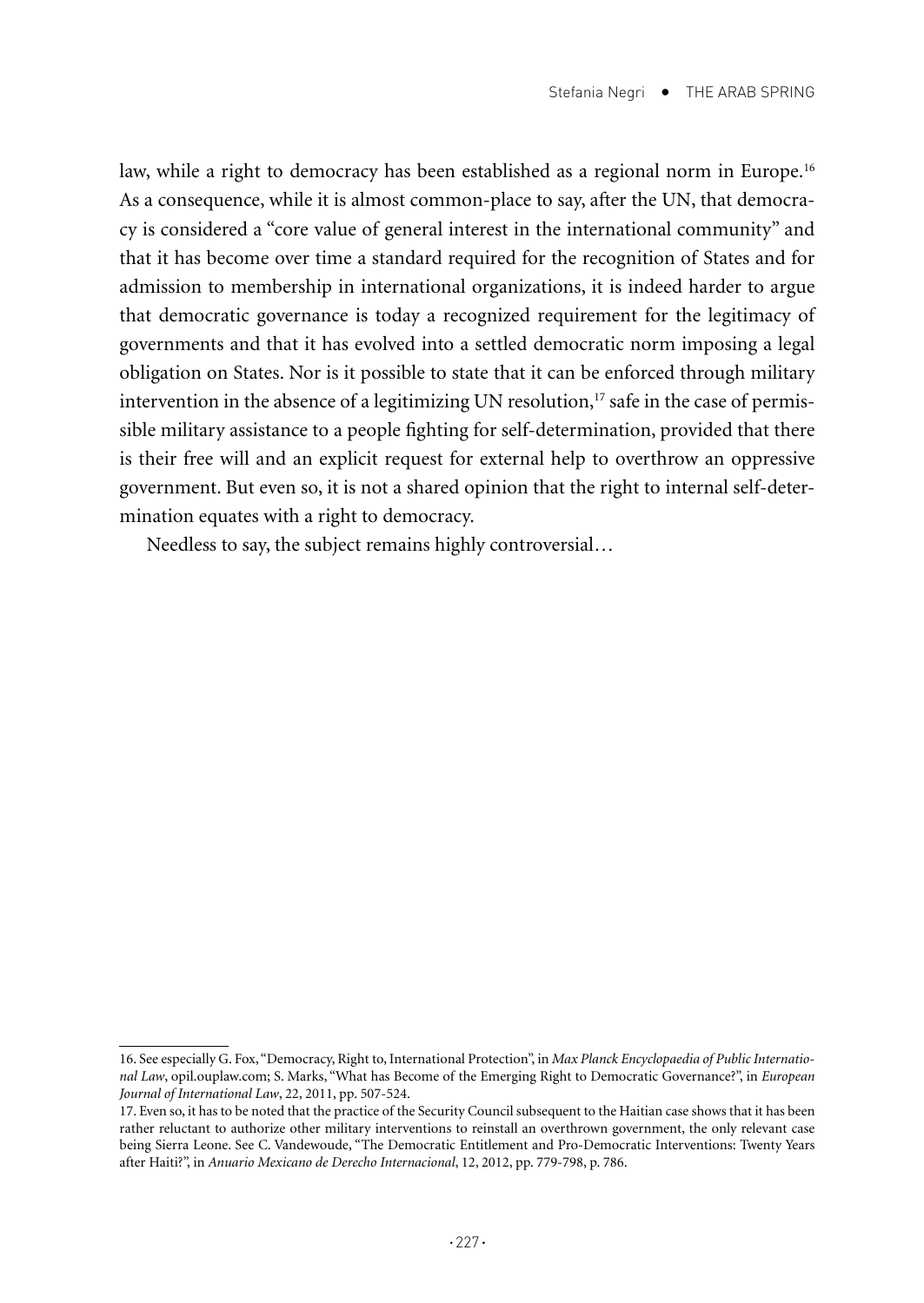law, while a right to democracy has been established as a regional norm in Europe.[16] As a consequence, while it is almost common-place to say, after the UN, that democracy is considered a "core value of general interest in the international community" and that it has become over time a standard required for the recognition of States and for admission to membership in international organizations, it is indeed harder to argue that democratic governance is today a recognized requirement for the legitimacy of governments and that it has evolved into a settled democratic norm imposing a legal obligation on States. Nor is it possible to state that it can be enforced through military intervention in the absence of a legitimizing UN resolution,[17] safe in the case of permissible military assistance to a people fighting for self-determination, provided that there is their free will and an explicit request for external help to overthrow an oppressive government. But even so, it is not a shared opinion that the right to internal self-determination equates with a right to democracy.

Needless to say, the subject remains highly controversial…

---

16. See especially G. Fox, "Democracy, Right to, International Protection", in *Max Planck Encyclopaedia of Public International Law*, opil.ouplaw.com; S. Marks, "What has Become of the Emerging Right to Democratic Governance?", in *European Journal of International Law*, 22, 2011, pp. 507-524.

17. Even so, it has to be noted that the practice of the Security Council subsequent to the Haitian case shows that it has been rather reluctant to authorize other military interventions to reinstall an overthrown government, the only relevant case being Sierra Leone. See C. Vandewoude, "The Democratic Entitlement and Pro-Democratic Interventions: Twenty Years after Haiti?", in *Anuario Mexicano de Derecho Internacional*, 12, 2012, pp. 779-798, p. 786.